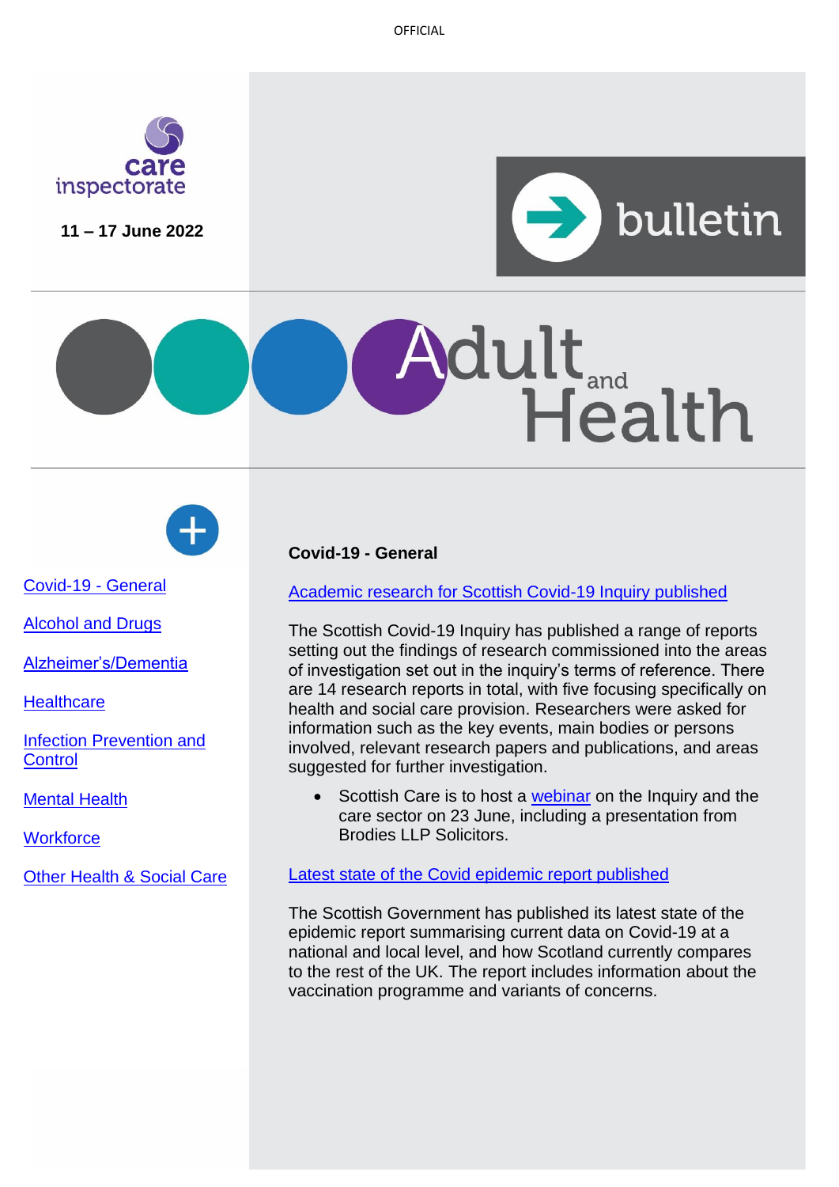OFFICIAL

care inspectorate

11 – 17 June 2022

bulletin

# Adult and Health

- [Covid-19 - General]()
- [Alcohol and Drugs]()
- [Alzheimer's/Dementia]()
- [Healthcare]()
- [Infection Prevention and Control]()
- [Mental Health]()
- [Workforce]()
- [Other Health & Social Care]()

## Covid-19 - General

### [Academic research for Scottish Covid-19 Inquiry published]()

The Scottish Covid-19 Inquiry has published a range of reports setting out the findings of research commissioned into the areas of investigation set out in the inquiry's terms of reference. There are 14 research reports in total, with five focusing specifically on health and social care provision. Researchers were asked for information such as the key events, main bodies or persons involved, relevant research papers and publications, and areas suggested for further investigation.

- Scottish Care is to host a [webinar]() on the Inquiry and the care sector on 23 June, including a presentation from Brodies LLP Solicitors.

### [Latest state of the Covid epidemic report published]()

The Scottish Government has published its latest state of the epidemic report summarising current data on Covid-19 at a national and local level, and how Scotland currently compares to the rest of the UK. The report includes information about the vaccination programme and variants of concerns.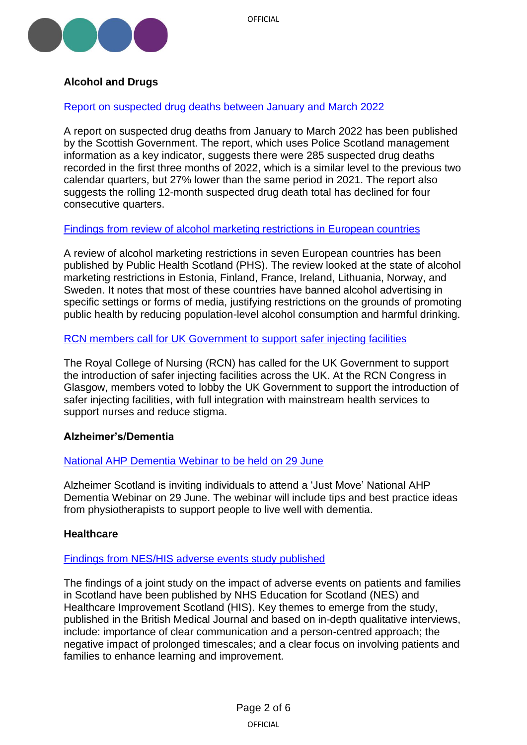## Alcohol and Drugs

Report on suspected drug deaths between January and March 2022

A report on suspected drug deaths from January to March 2022 has been published by the Scottish Government. The report, which uses Police Scotland management information as a key indicator, suggests there were 285 suspected drug deaths recorded in the first three months of 2022, which is a similar level to the previous two calendar quarters, but 27% lower than the same period in 2021. The report also suggests the rolling 12-month suspected drug death total has declined for four consecutive quarters.

Findings from review of alcohol marketing restrictions in European countries

A review of alcohol marketing restrictions in seven European countries has been published by Public Health Scotland (PHS). The review looked at the state of alcohol marketing restrictions in Estonia, Finland, France, Ireland, Lithuania, Norway, and Sweden. It notes that most of these countries have banned alcohol advertising in specific settings or forms of media, justifying restrictions on the grounds of promoting public health by reducing population-level alcohol consumption and harmful drinking.

RCN members call for UK Government to support safer injecting facilities

The Royal College of Nursing (RCN) has called for the UK Government to support the introduction of safer injecting facilities across the UK. At the RCN Congress in Glasgow, members voted to lobby the UK Government to support the introduction of safer injecting facilities, with full integration with mainstream health services to support nurses and reduce stigma.

## Alzheimer's/Dementia

National AHP Dementia Webinar to be held on 29 June

Alzheimer Scotland is inviting individuals to attend a 'Just Move' National AHP Dementia Webinar on 29 June. The webinar will include tips and best practice ideas from physiotherapists to support people to live well with dementia.

## Healthcare

Findings from NES/HIS adverse events study published

The findings of a joint study on the impact of adverse events on patients and families in Scotland have been published by NHS Education for Scotland (NES) and Healthcare Improvement Scotland (HIS). Key themes to emerge from the study, published in the British Medical Journal and based on in-depth qualitative interviews, include: importance of clear communication and a person-centred approach; the negative impact of prolonged timescales; and a clear focus on involving patients and families to enhance learning and improvement.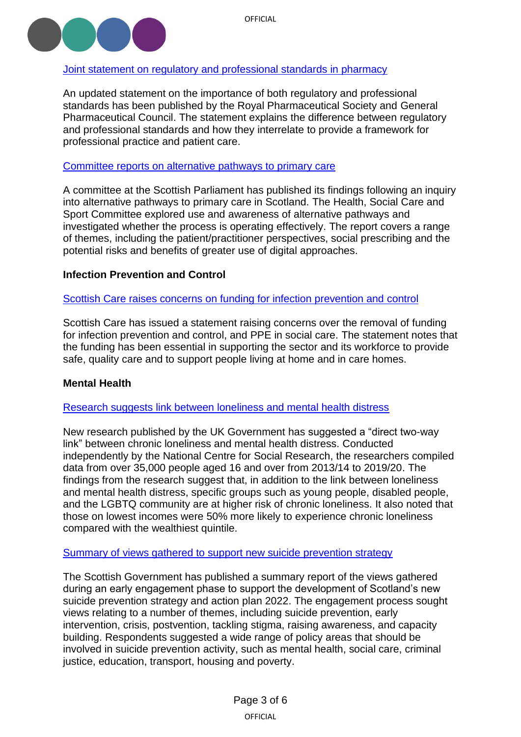[Joint statement on regulatory and professional standards in pharmacy]

An updated statement on the importance of both regulatory and professional standards has been published by the Royal Pharmaceutical Society and General Pharmaceutical Council. The statement explains the difference between regulatory and professional standards and how they interrelate to provide a framework for professional practice and patient care.

[Committee reports on alternative pathways to primary care]

A committee at the Scottish Parliament has published its findings following an inquiry into alternative pathways to primary care in Scotland. The Health, Social Care and Sport Committee explored use and awareness of alternative pathways and investigated whether the process is operating effectively. The report covers a range of themes, including the patient/practitioner perspectives, social prescribing and the potential risks and benefits of greater use of digital approaches.

**Infection Prevention and Control**

[Scottish Care raises concerns on funding for infection prevention and control]

Scottish Care has issued a statement raising concerns over the removal of funding for infection prevention and control, and PPE in social care. The statement notes that the funding has been essential in supporting the sector and its workforce to provide safe, quality care and to support people living at home and in care homes.

**Mental Health**

[Research suggests link between loneliness and mental health distress]

New research published by the UK Government has suggested a "direct two-way link" between chronic loneliness and mental health distress. Conducted independently by the National Centre for Social Research, the researchers compiled data from over 35,000 people aged 16 and over from 2013/14 to 2019/20. The findings from the research suggest that, in addition to the link between loneliness and mental health distress, specific groups such as young people, disabled people, and the LGBTQ community are at higher risk of chronic loneliness. It also noted that those on lowest incomes were 50% more likely to experience chronic loneliness compared with the wealthiest quintile.

[Summary of views gathered to support new suicide prevention strategy]

The Scottish Government has published a summary report of the views gathered during an early engagement phase to support the development of Scotland's new suicide prevention strategy and action plan 2022. The engagement process sought views relating to a number of themes, including suicide prevention, early intervention, crisis, postvention, tackling stigma, raising awareness, and capacity building. Respondents suggested a wide range of policy areas that should be involved in suicide prevention activity, such as mental health, social care, criminal justice, education, transport, housing and poverty.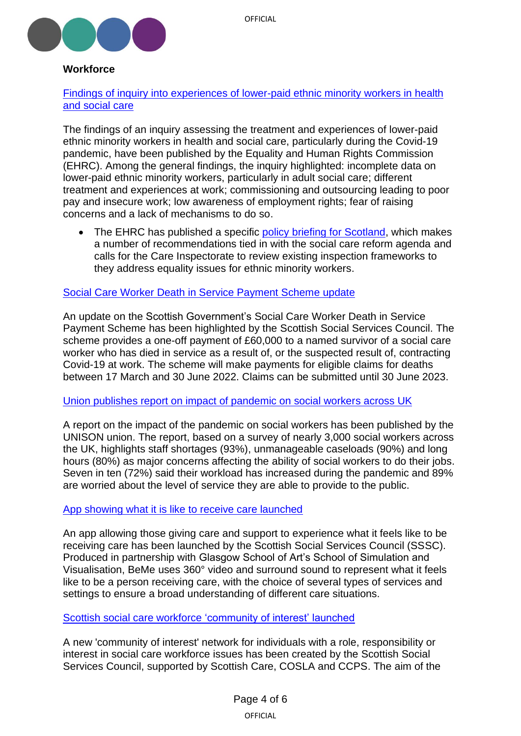**Workforce**

Findings of inquiry into experiences of lower-paid ethnic minority workers in health and social care

The findings of an inquiry assessing the treatment and experiences of lower-paid ethnic minority workers in health and social care, particularly during the Covid-19 pandemic, have been published by the Equality and Human Rights Commission (EHRC). Among the general findings, the inquiry highlighted: incomplete data on lower-paid ethnic minority workers, particularly in adult social care; different treatment and experiences at work; commissioning and outsourcing leading to poor pay and insecure work; low awareness of employment rights; fear of raising concerns and a lack of mechanisms to do so.

- The EHRC has published a specific policy briefing for Scotland, which makes a number of recommendations tied in with the social care reform agenda and calls for the Care Inspectorate to review existing inspection frameworks to they address equality issues for ethnic minority workers.

Social Care Worker Death in Service Payment Scheme update

An update on the Scottish Government's Social Care Worker Death in Service Payment Scheme has been highlighted by the Scottish Social Services Council. The scheme provides a one-off payment of £60,000 to a named survivor of a social care worker who has died in service as a result of, or the suspected result of, contracting Covid-19 at work. The scheme will make payments for eligible claims for deaths between 17 March and 30 June 2022. Claims can be submitted until 30 June 2023.

Union publishes report on impact of pandemic on social workers across UK

A report on the impact of the pandemic on social workers has been published by the UNISON union. The report, based on a survey of nearly 3,000 social workers across the UK, highlights staff shortages (93%), unmanageable caseloads (90%) and long hours (80%) as major concerns affecting the ability of social workers to do their jobs. Seven in ten (72%) said their workload has increased during the pandemic and 89% are worried about the level of service they are able to provide to the public.

App showing what it is like to receive care launched

An app allowing those giving care and support to experience what it feels like to be receiving care has been launched by the Scottish Social Services Council (SSSC). Produced in partnership with Glasgow School of Art's School of Simulation and Visualisation, BeMe uses 360° video and surround sound to represent what it feels like to be a person receiving care, with the choice of several types of services and settings to ensure a broad understanding of different care situations.

Scottish social care workforce 'community of interest' launched

A new 'community of interest' network for individuals with a role, responsibility or interest in social care workforce issues has been created by the Scottish Social Services Council, supported by Scottish Care, COSLA and CCPS. The aim of the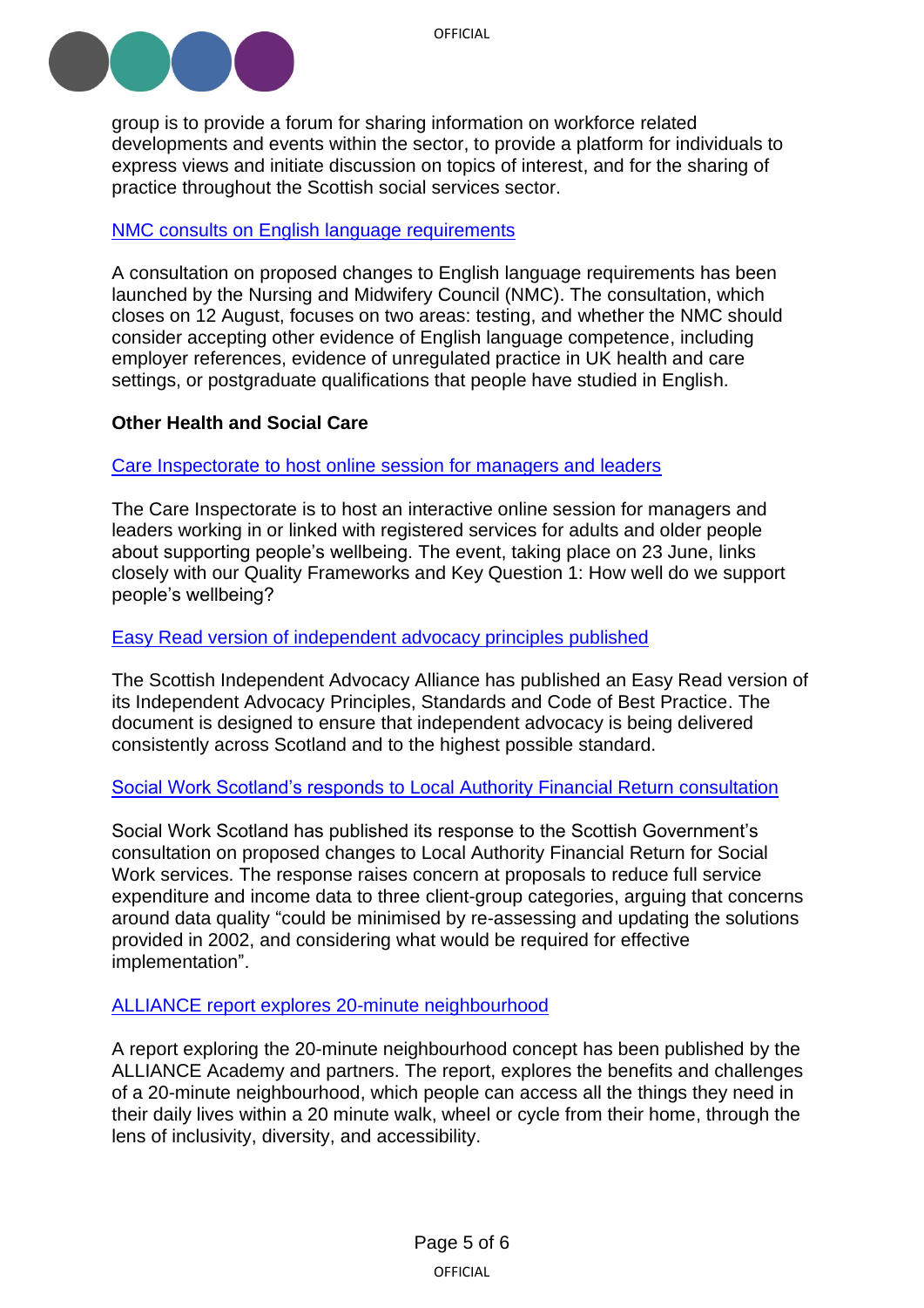group is to provide a forum for sharing information on workforce related developments and events within the sector, to provide a platform for individuals to express views and initiate discussion on topics of interest, and for the sharing of practice throughout the Scottish social services sector.

NMC consults on English language requirements

A consultation on proposed changes to English language requirements has been launched by the Nursing and Midwifery Council (NMC). The consultation, which closes on 12 August, focuses on two areas: testing, and whether the NMC should consider accepting other evidence of English language competence, including employer references, evidence of unregulated practice in UK health and care settings, or postgraduate qualifications that people have studied in English.

**Other Health and Social Care**

Care Inspectorate to host online session for managers and leaders

The Care Inspectorate is to host an interactive online session for managers and leaders working in or linked with registered services for adults and older people about supporting people's wellbeing. The event, taking place on 23 June, links closely with our Quality Frameworks and Key Question 1: How well do we support people's wellbeing?

Easy Read version of independent advocacy principles published

The Scottish Independent Advocacy Alliance has published an Easy Read version of its Independent Advocacy Principles, Standards and Code of Best Practice. The document is designed to ensure that independent advocacy is being delivered consistently across Scotland and to the highest possible standard.

Social Work Scotland's responds to Local Authority Financial Return consultation

Social Work Scotland has published its response to the Scottish Government's consultation on proposed changes to Local Authority Financial Return for Social Work services. The response raises concern at proposals to reduce full service expenditure and income data to three client-group categories, arguing that concerns around data quality "could be minimised by re-assessing and updating the solutions provided in 2002, and considering what would be required for effective implementation".

ALLIANCE report explores 20-minute neighbourhood

A report exploring the 20-minute neighbourhood concept has been published by the ALLIANCE Academy and partners. The report, explores the benefits and challenges of a 20-minute neighbourhood, which people can access all the things they need in their daily lives within a 20 minute walk, wheel or cycle from their home, through the lens of inclusivity, diversity, and accessibility.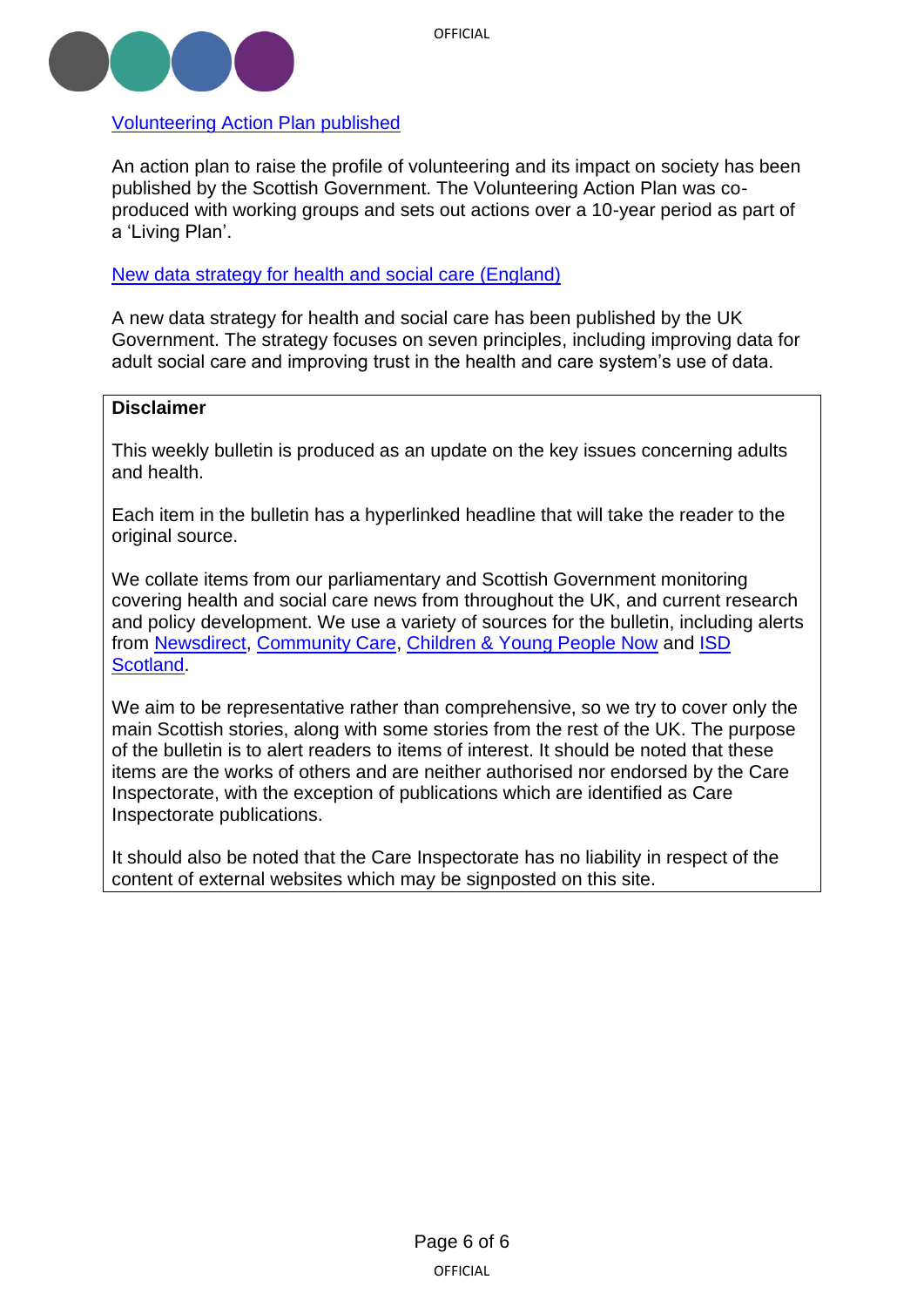[Volunteering Action Plan published]

An action plan to raise the profile of volunteering and its impact on society has been published by the Scottish Government. The Volunteering Action Plan was co-produced with working groups and sets out actions over a 10-year period as part of a 'Living Plan'.

[New data strategy for health and social care (England)]

A new data strategy for health and social care has been published by the UK Government. The strategy focuses on seven principles, including improving data for adult social care and improving trust in the health and care system's use of data.

**Disclaimer**

This weekly bulletin is produced as an update on the key issues concerning adults and health.

Each item in the bulletin has a hyperlinked headline that will take the reader to the original source.

We collate items from our parliamentary and Scottish Government monitoring covering health and social care news from throughout the UK, and current research and policy development. We use a variety of sources for the bulletin, including alerts from Newsdirect, Community Care, Children & Young People Now and ISD Scotland.

We aim to be representative rather than comprehensive, so we try to cover only the main Scottish stories, along with some stories from the rest of the UK. The purpose of the bulletin is to alert readers to items of interest. It should be noted that these items are the works of others and are neither authorised nor endorsed by the Care Inspectorate, with the exception of publications which are identified as Care Inspectorate publications.

It should also be noted that the Care Inspectorate has no liability in respect of the content of external websites which may be signposted on this site.